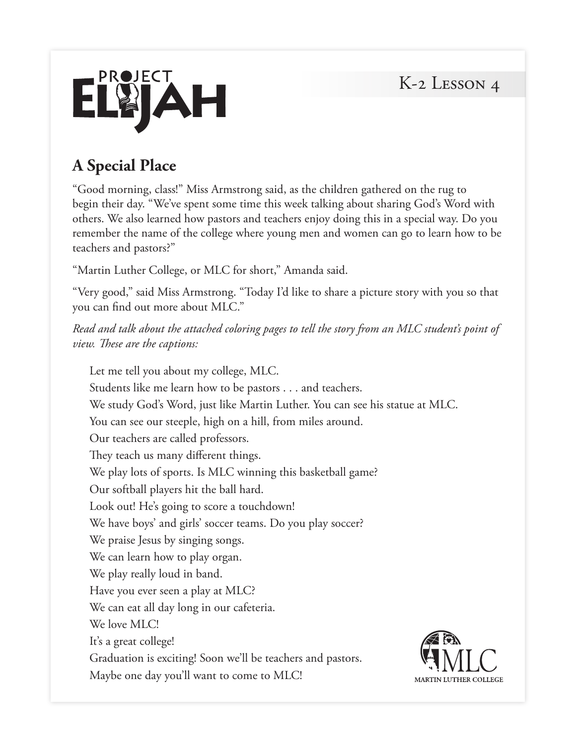# K-2 Lesson 4

## A Special Place

"Good morning, class!" Miss Armstrong said, as the children gathered on the rug to begin their day. "We've spent some time this week talking about sharing God's Word with others. We also learned how pastors and teachers enjoy doing this in a special way. Do you remember the name of the college where young men and women can go to learn how to be teachers and pastors?"

"Martin Luther College, or MLC for short," Amanda said.

"Very good," said Miss Armstrong. "Today I'd like to share a picture story with you so that you can find out more about MLC."

*Read and talk about the attached coloring pages to tell the story from an MLC student's point of view. These are the captions:*

Let me tell you about my college, MLC.
Students like me learn how to be pastors . . . and teachers.
We study God's Word, just like Martin Luther. You can see his statue at MLC.
You can see our steeple, high on a hill, from miles around.
Our teachers are called professors.
They teach us many different things.
We play lots of sports. Is MLC winning this basketball game?
Our softball players hit the ball hard.
Look out! He's going to score a touchdown!
We have boys' and girls' soccer teams. Do you play soccer?
We praise Jesus by singing songs.
We can learn how to play organ.
We play really loud in band.
Have you ever seen a play at MLC?
We can eat all day long in our cafeteria.
We love MLC!
It's a great college!
Graduation is exciting! Soon we'll be teachers and pastors.
Maybe one day you'll want to come to MLC!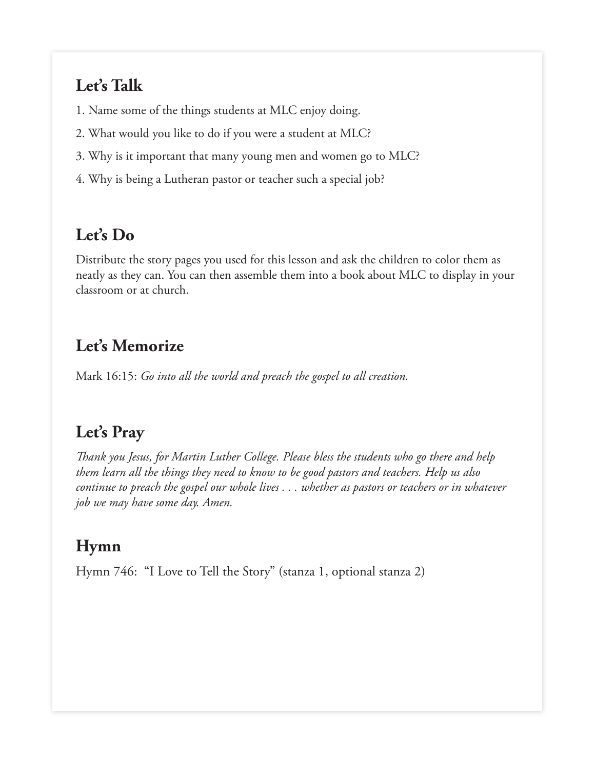## Let's Talk

1. Name some of the things students at MLC enjoy doing.
2. What would you like to do if you were a student at MLC?
3. Why is it important that many young men and women go to MLC?
4. Why is being a Lutheran pastor or teacher such a special job?

## Let's Do

Distribute the story pages you used for this lesson and ask the children to color them as neatly as they can. You can then assemble them into a book about MLC to display in your classroom or at church.

## Let's Memorize

Mark 16:15: *Go into all the world and preach the gospel to all creation.*

## Let's Pray

*Thank you Jesus, for Martin Luther College. Please bless the students who go there and help them learn all the things they need to know to be good pastors and teachers. Help us also continue to preach the gospel our whole lives . . . whether as pastors or teachers or in whatever job we may have some day. Amen.*

## Hymn

Hymn 746: "I Love to Tell the Story" (stanza 1, optional stanza 2)